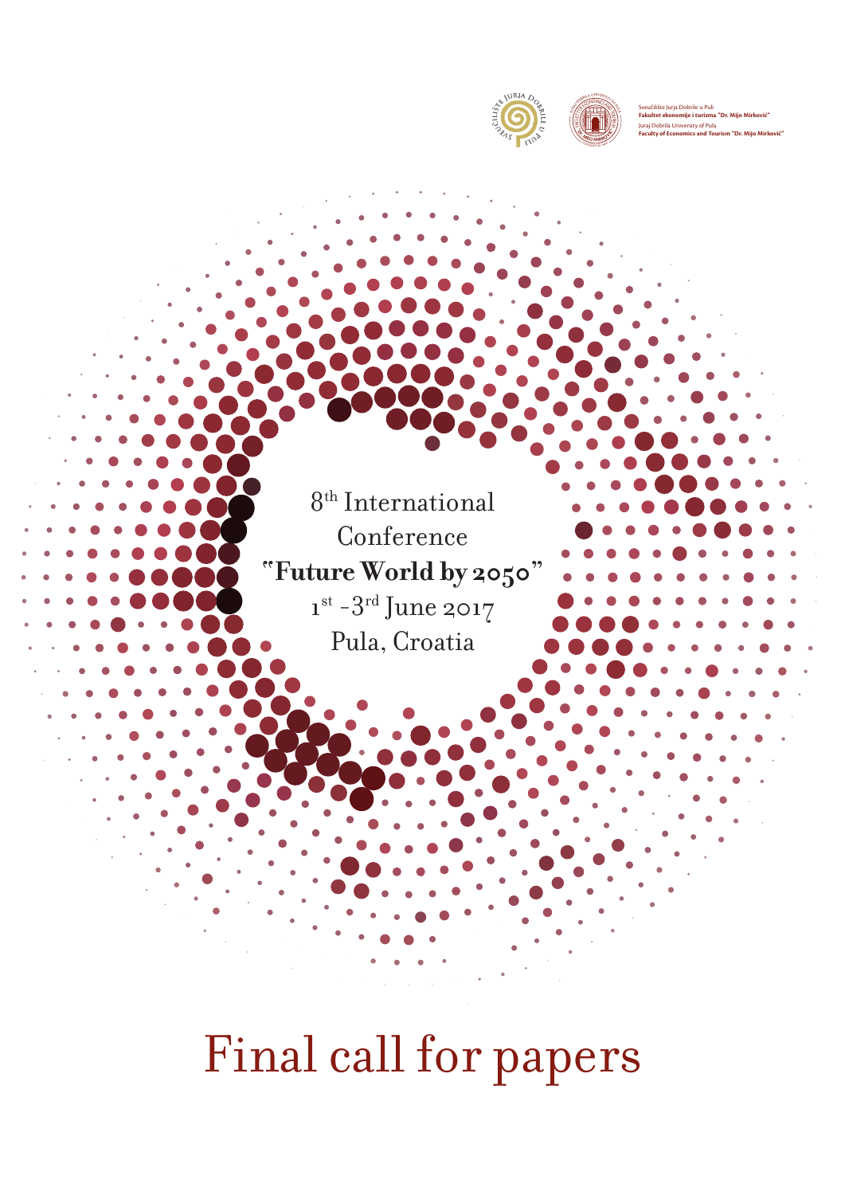Sveučilište Jurja Dobrile u Puli
**Fakultet ekonomije i turizma "Dr. Mijo Mirković"**
Juraj Dobrila University of Pula
**Faculty of Economics and Tourism "Dr. Mijo Mirković"**

8th International Conference
**"Future World by 2050"**
1st - 3rd June 2017
Pula, Croatia

# Final call for papers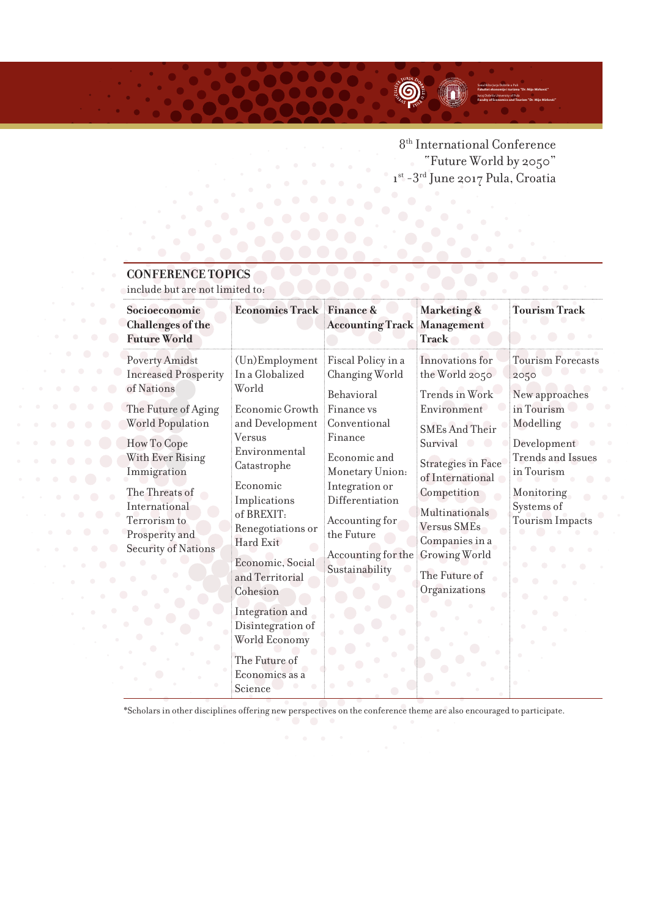8th International Conference
"Future World by 2050"
1st -3rd June 2017 Pula, Croatia

## CONFERENCE TOPICS

include but are not limited to:

| **Socioeconomic Challenges of the Future World** | **Economics Track** | **Finance & Accounting Track** | **Marketing & Management Track** | **Tourism Track** |
|---|---|---|---|---|
| Poverty Amidst Increased Prosperity of Nations | (Un)Employment In a Globalized World | Fiscal Policy in a Changing World | Innovations for the World 2050 | Tourism Forecasts 2050 |
| The Future of Aging World Population | Economic Growth and Development Versus Environmental Catastrophe | Behavioral Finance vs Conventional Finance | Trends in Work Environment | New approaches in Tourism Modelling |
| How To Cope With Ever Rising Immigration | Economic Implications of BREXIT: Renegotiations or Hard Exit | Economic and Monetary Union: Integration or Differentiation | SMEs And Their Survival | Development Trends and Issues in Tourism |
| The Threats of International Terrorism to Prosperity and Security of Nations | Economic, Social and Territorial Cohesion | Accounting for the Future | Strategies in Face of International Competition | Monitoring Systems of Tourism Impacts |
| | Integration and Disintegration of World Economy | Accounting for the Sustainability | Multinationals Versus SMEs Companies in a Growing World | |
| | The Future of Economics as a Science | | The Future of Organizations | |

*Scholars in other disciplines offering new perspectives on the conference theme are also encouraged to participate.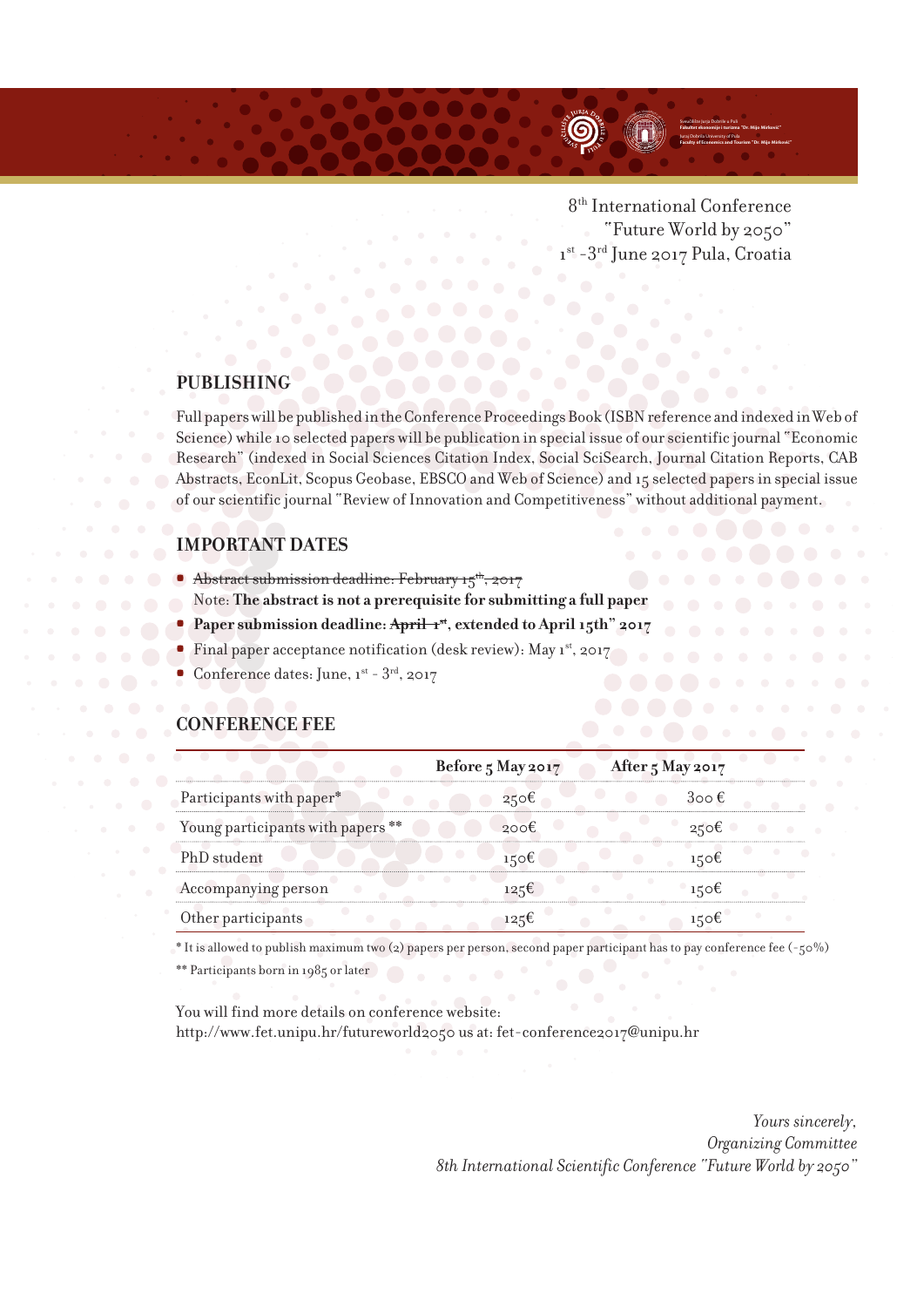8th International Conference
"Future World by 2050"
1st -3rd June 2017 Pula, Croatia

## PUBLISHING

Full papers will be published in the Conference Proceedings Book (ISBN reference and indexed in Web of Science) while 10 selected papers will be publication in special issue of our scientific journal "Economic Research" (indexed in Social Sciences Citation Index, Social SciSearch, Journal Citation Reports, CAB Abstracts, EconLit, Scopus Geobase, EBSCO and Web of Science) and 15 selected papers in special issue of our scientific journal "Review of Innovation and Competitiveness" without additional payment.

## IMPORTANT DATES

- ~~Abstract submission deadline: February 15th, 2017~~
  Note: **The abstract is not a prerequisite for submitting a full paper**
- **Paper submission deadline: ~~April 1st~~, extended to April 15th" 2017**
- Final paper acceptance notification (desk review): May 1st, 2017
- Conference dates: June, 1st - 3rd, 2017

## CONFERENCE FEE

| | Before 5 May 2017 | After 5 May 2017 |
|---|---|---|
| Participants with paper* | 250€ | 300 € |
| Young participants with papers ** | 200€ | 250€ |
| PhD student | 150€ | 150€ |
| Accompanying person | 125€ | 150€ |
| Other participants | 125€ | 150€ |

* It is allowed to publish maximum two (2) papers per person, second paper participant has to pay conference fee (-50%)

** Participants born in 1985 or later

You will find more details on conference website:
http://www.fet.unipu.hr/futureworld2050 us at: fet-conference2017@unipu.hr

*Yours sincerely,*
*Organizing Committee*
*8th International Scientific Conference "Future World by 2050"*